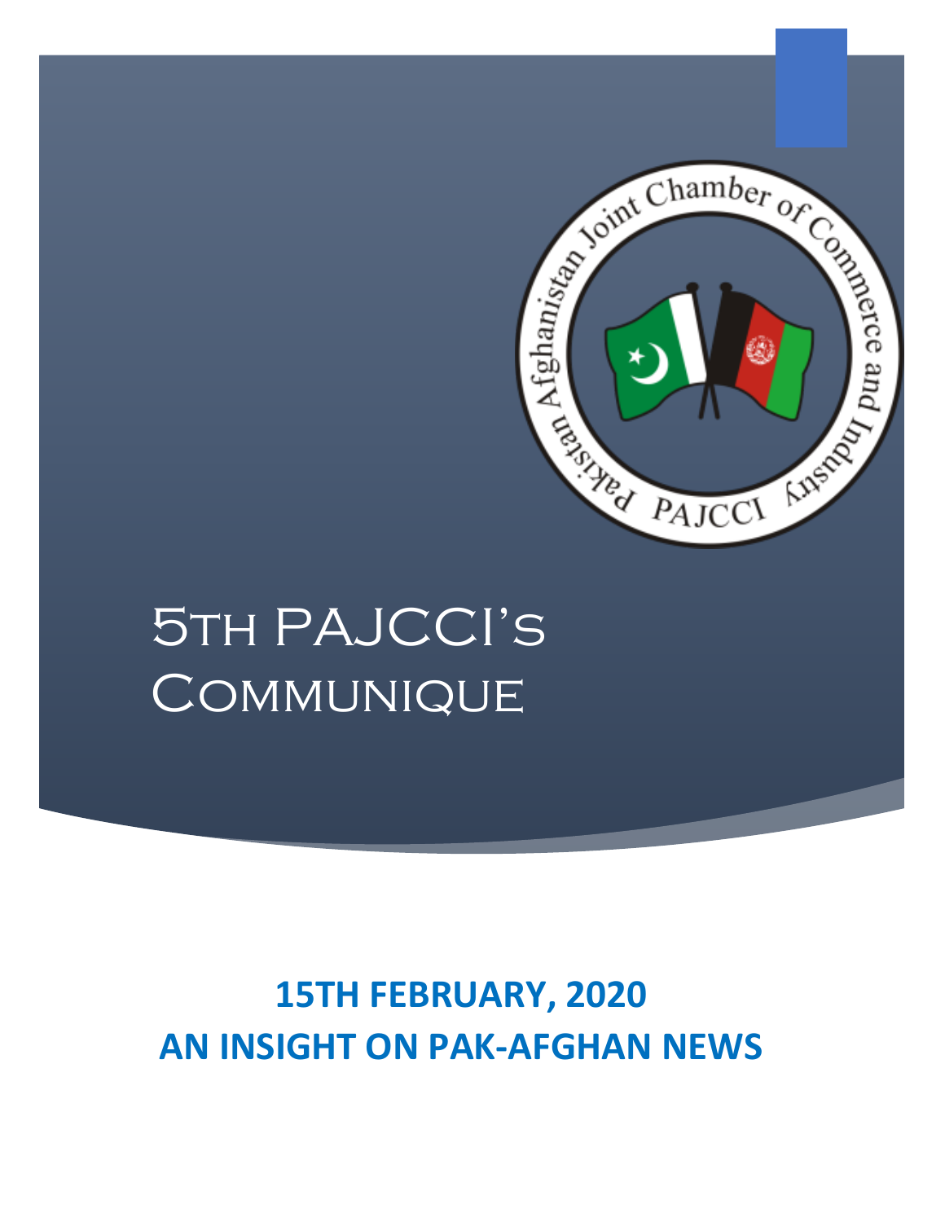# 5th PAJCCI's Communique

**15TH FEBRUARY, 2020**
**AN INSIGHT ON PAK-AFGHAN NEWS**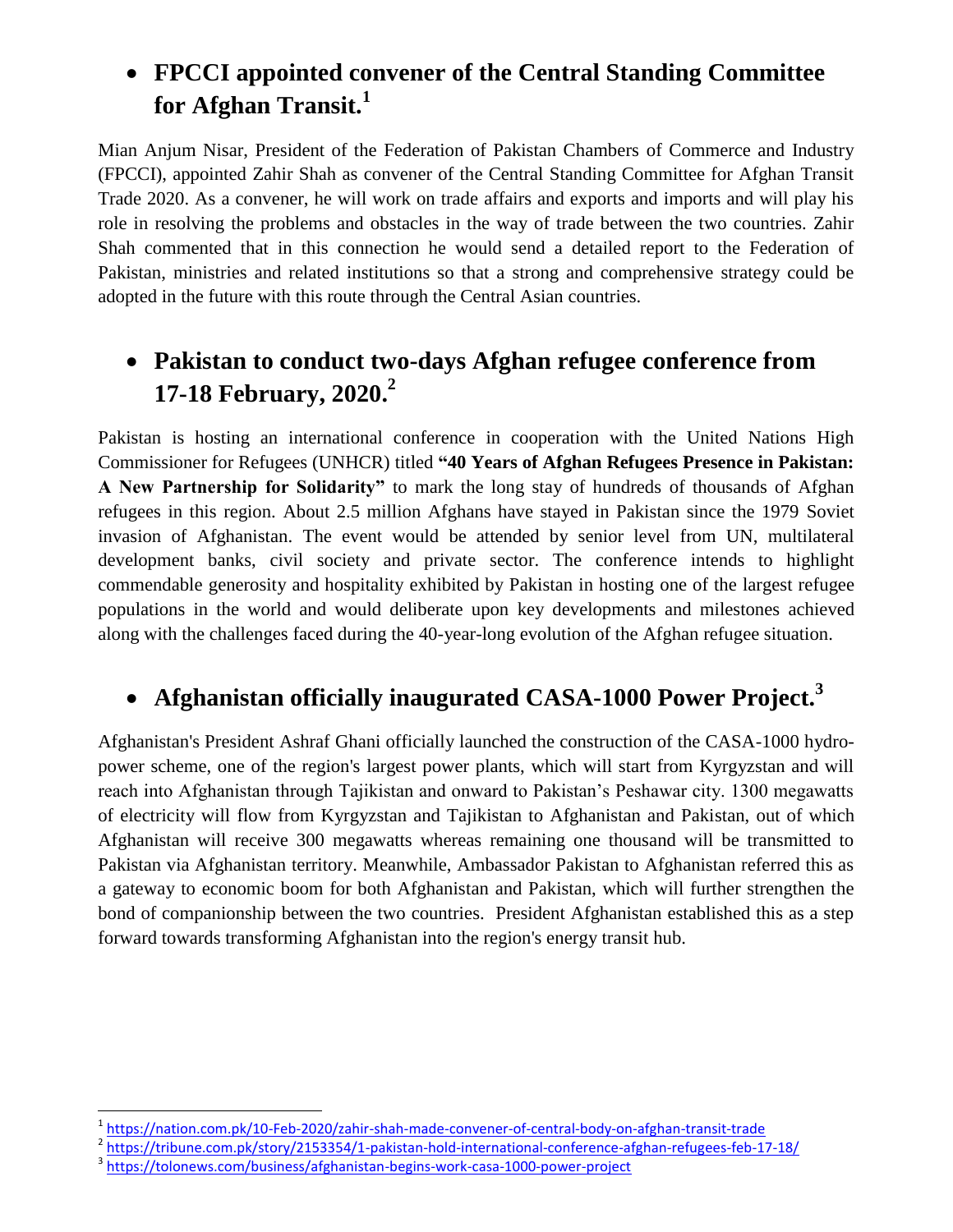- **FPCCI appointed convener of the Central Standing Committee for Afghan Transit.**[1]

Mian Anjum Nisar, President of the Federation of Pakistan Chambers of Commerce and Industry (FPCCI), appointed Zahir Shah as convener of the Central Standing Committee for Afghan Transit Trade 2020. As a convener, he will work on trade affairs and exports and imports and will play his role in resolving the problems and obstacles in the way of trade between the two countries. Zahir Shah commented that in this connection he would send a detailed report to the Federation of Pakistan, ministries and related institutions so that a strong and comprehensive strategy could be adopted in the future with this route through the Central Asian countries.

- **Pakistan to conduct two-days Afghan refugee conference from 17-18 February, 2020.**[2]

Pakistan is hosting an international conference in cooperation with the United Nations High Commissioner for Refugees (UNHCR) titled **"40 Years of Afghan Refugees Presence in Pakistan: A New Partnership for Solidarity"** to mark the long stay of hundreds of thousands of Afghan refugees in this region. About 2.5 million Afghans have stayed in Pakistan since the 1979 Soviet invasion of Afghanistan. The event would be attended by senior level from UN, multilateral development banks, civil society and private sector. The conference intends to highlight commendable generosity and hospitality exhibited by Pakistan in hosting one of the largest refugee populations in the world and would deliberate upon key developments and milestones achieved along with the challenges faced during the 40-year-long evolution of the Afghan refugee situation.

- **Afghanistan officially inaugurated CASA-1000 Power Project.**[3]

Afghanistan's President Ashraf Ghani officially launched the construction of the CASA-1000 hydro-power scheme, one of the region's largest power plants, which will start from Kyrgyzstan and will reach into Afghanistan through Tajikistan and onward to Pakistan's Peshawar city. 1300 megawatts of electricity will flow from Kyrgyzstan and Tajikistan to Afghanistan and Pakistan, out of which Afghanistan will receive 300 megawatts whereas remaining one thousand will be transmitted to Pakistan via Afghanistan territory. Meanwhile, Ambassador Pakistan to Afghanistan referred this as a gateway to economic boom for both Afghanistan and Pakistan, which will further strengthen the bond of companionship between the two countries. President Afghanistan established this as a step forward towards transforming Afghanistan into the region's energy transit hub.

---

[1] https://nation.com.pk/10-Feb-2020/zahir-shah-made-convener-of-central-body-on-afghan-transit-trade

[2] https://tribune.com.pk/story/2153354/1-pakistan-hold-international-conference-afghan-refugees-feb-17-18/

[3] https://tolonews.com/business/afghanistan-begins-work-casa-1000-power-project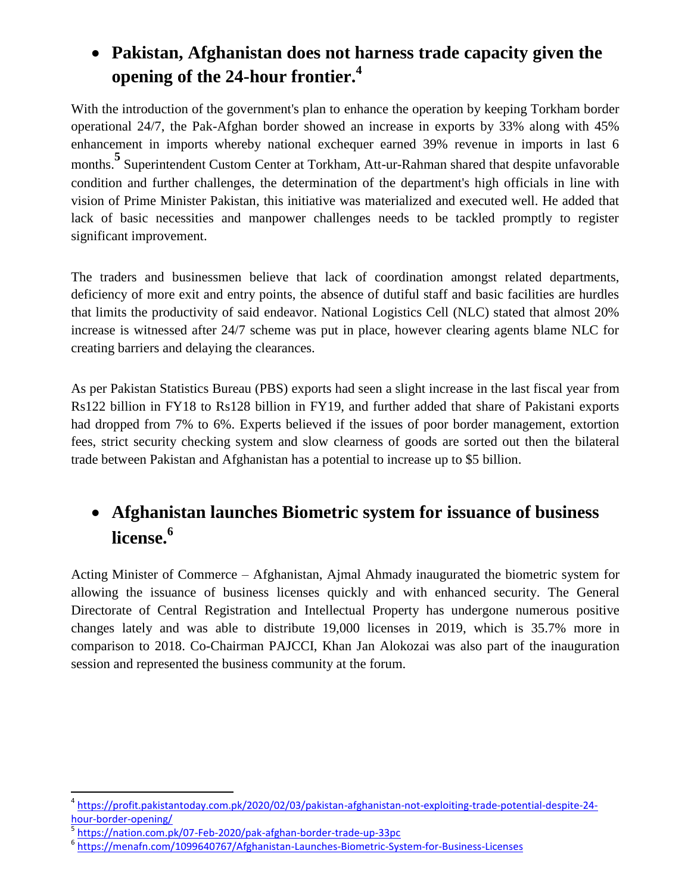- **Pakistan, Afghanistan does not harness trade capacity given the opening of the 24-hour frontier.**[4]

With the introduction of the government's plan to enhance the operation by keeping Torkham border operational 24/7, the Pak-Afghan border showed an increase in exports by 33% along with 45% enhancement in imports whereby national exchequer earned 39% revenue in imports in last 6 months.[5] Superintendent Custom Center at Torkham, Att-ur-Rahman shared that despite unfavorable condition and further challenges, the determination of the department's high officials in line with vision of Prime Minister Pakistan, this initiative was materialized and executed well. He added that lack of basic necessities and manpower challenges needs to be tackled promptly to register significant improvement.

The traders and businessmen believe that lack of coordination amongst related departments, deficiency of more exit and entry points, the absence of dutiful staff and basic facilities are hurdles that limits the productivity of said endeavor. National Logistics Cell (NLC) stated that almost 20% increase is witnessed after 24/7 scheme was put in place, however clearing agents blame NLC for creating barriers and delaying the clearances.

As per Pakistan Statistics Bureau (PBS) exports had seen a slight increase in the last fiscal year from Rs122 billion in FY18 to Rs128 billion in FY19, and further added that share of Pakistani exports had dropped from 7% to 6%. Experts believed if the issues of poor border management, extortion fees, strict security checking system and slow clearness of goods are sorted out then the bilateral trade between Pakistan and Afghanistan has a potential to increase up to $5 billion.

- **Afghanistan launches Biometric system for issuance of business license.**[6]

Acting Minister of Commerce – Afghanistan, Ajmal Ahmady inaugurated the biometric system for allowing the issuance of business licenses quickly and with enhanced security. The General Directorate of Central Registration and Intellectual Property has undergone numerous positive changes lately and was able to distribute 19,000 licenses in 2019, which is 35.7% more in comparison to 2018. Co-Chairman PAJCCI, Khan Jan Alokozai was also part of the inauguration session and represented the business community at the forum.

[4] https://profit.pakistantoday.com.pk/2020/02/03/pakistan-afghanistan-not-exploiting-trade-potential-despite-24-hour-border-opening/

[5] https://nation.com.pk/07-Feb-2020/pak-afghan-border-trade-up-33pc

[6] https://menafn.com/1099640767/Afghanistan-Launches-Biometric-System-for-Business-Licenses